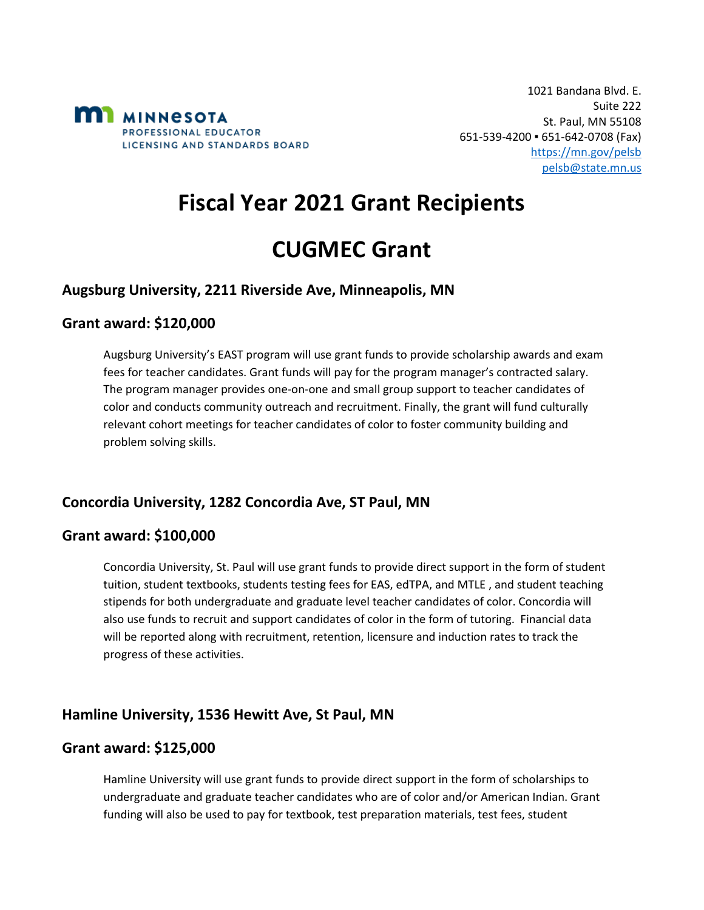MINNESOTA
PROFESSIONAL EDUCATOR
LICENSING AND STANDARDS BOARD

1021 Bandana Blvd. E.
Suite 222
St. Paul, MN 55108
651-539-4200 ▪ 651-642-0708 (Fax)
https://mn.gov/pelsb
pelsb@state.mn.us

# Fiscal Year 2021 Grant Recipients

# CUGMEC Grant

### Augsburg University, 2211 Riverside Ave, Minneapolis, MN

### Grant award: $120,000

Augsburg University's EAST program will use grant funds to provide scholarship awards and exam fees for teacher candidates. Grant funds will pay for the program manager's contracted salary. The program manager provides one-on-one and small group support to teacher candidates of color and conducts community outreach and recruitment. Finally, the grant will fund culturally relevant cohort meetings for teacher candidates of color to foster community building and problem solving skills.

### Concordia University, 1282 Concordia Ave, ST Paul, MN

### Grant award: $100,000

Concordia University, St. Paul will use grant funds to provide direct support in the form of student tuition, student textbooks, students testing fees for EAS, edTPA, and MTLE , and student teaching stipends for both undergraduate and graduate level teacher candidates of color. Concordia will also use funds to recruit and support candidates of color in the form of tutoring. Financial data will be reported along with recruitment, retention, licensure and induction rates to track the progress of these activities.

### Hamline University, 1536 Hewitt Ave, St Paul, MN

### Grant award: $125,000

Hamline University will use grant funds to provide direct support in the form of scholarships to undergraduate and graduate teacher candidates who are of color and/or American Indian. Grant funding will also be used to pay for textbook, test preparation materials, test fees, student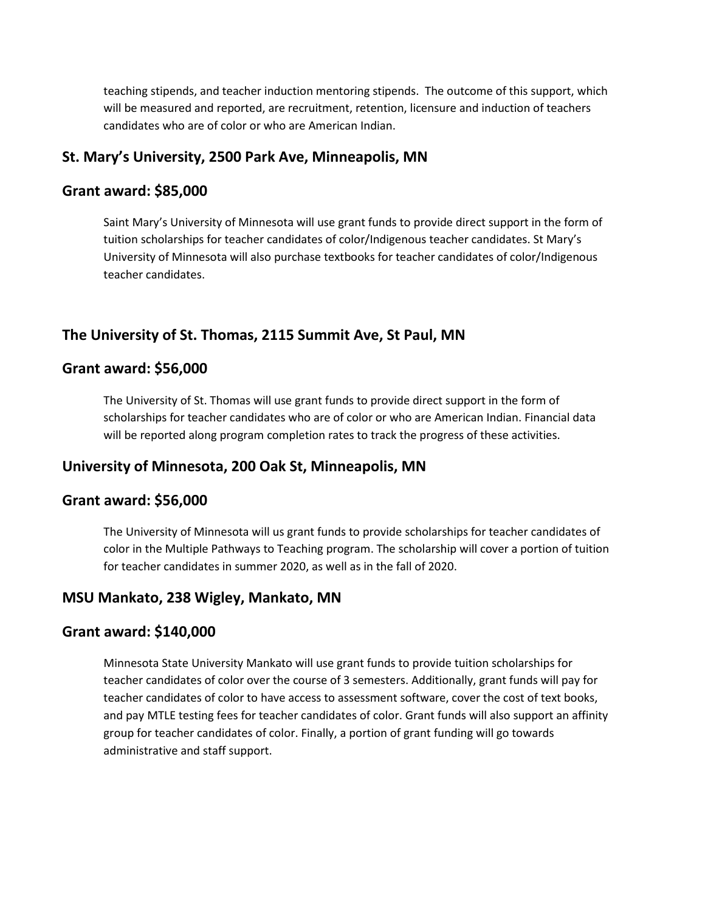teaching stipends, and teacher induction mentoring stipends. The outcome of this support, which will be measured and reported, are recruitment, retention, licensure and induction of teachers candidates who are of color or who are American Indian.

## St. Mary's University, 2500 Park Ave, Minneapolis, MN

## Grant award: $85,000

Saint Mary's University of Minnesota will use grant funds to provide direct support in the form of tuition scholarships for teacher candidates of color/Indigenous teacher candidates. St Mary's University of Minnesota will also purchase textbooks for teacher candidates of color/Indigenous teacher candidates.

## The University of St. Thomas, 2115 Summit Ave, St Paul, MN

## Grant award: $56,000

The University of St. Thomas will use grant funds to provide direct support in the form of scholarships for teacher candidates who are of color or who are American Indian. Financial data will be reported along program completion rates to track the progress of these activities.

## University of Minnesota, 200 Oak St, Minneapolis, MN

## Grant award: $56,000

The University of Minnesota will us grant funds to provide scholarships for teacher candidates of color in the Multiple Pathways to Teaching program. The scholarship will cover a portion of tuition for teacher candidates in summer 2020, as well as in the fall of 2020.

## MSU Mankato, 238 Wigley, Mankato, MN

## Grant award: $140,000

Minnesota State University Mankato will use grant funds to provide tuition scholarships for teacher candidates of color over the course of 3 semesters. Additionally, grant funds will pay for teacher candidates of color to have access to assessment software, cover the cost of text books, and pay MTLE testing fees for teacher candidates of color. Grant funds will also support an affinity group for teacher candidates of color. Finally, a portion of grant funding will go towards administrative and staff support.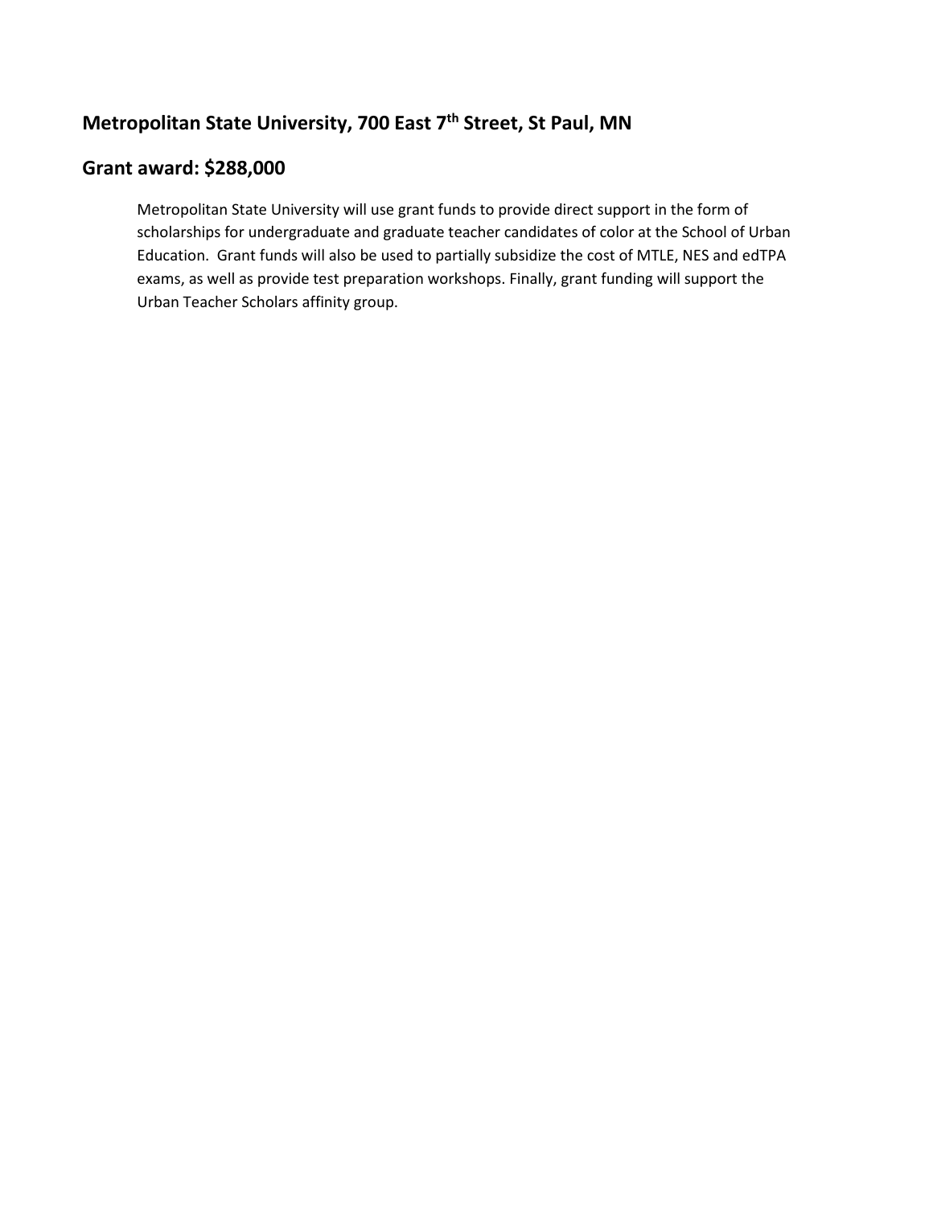## Metropolitan State University, 700 East 7th Street, St Paul, MN

## Grant award: $288,000

Metropolitan State University will use grant funds to provide direct support in the form of scholarships for undergraduate and graduate teacher candidates of color at the School of Urban Education. Grant funds will also be used to partially subsidize the cost of MTLE, NES and edTPA exams, as well as provide test preparation workshops. Finally, grant funding will support the Urban Teacher Scholars affinity group.